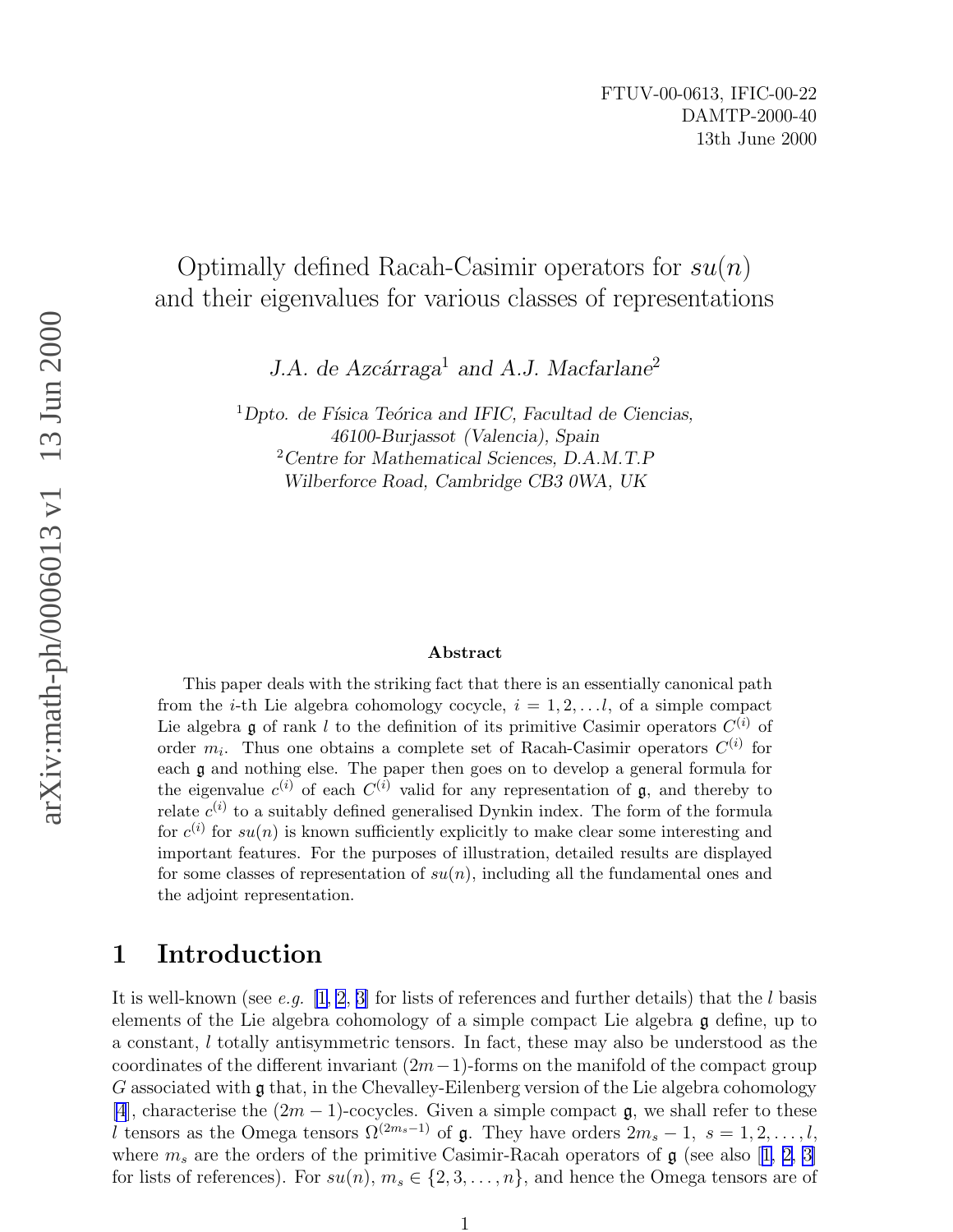FTUV-00-0613, IFIC-00-22
DAMTP-2000-40
13th June 2000

# Optimally defined Racah-Casimir operators for $su(n)$ and their eigenvalues for various classes of representations

*J.A. de Azcárraga*[1] *and A.J. Macfarlane*[2]

[1] *Dpto. de Física Teórica and IFIC, Facultad de Ciencias, 46100-Burjassot (Valencia), Spain*
[2] *Centre for Mathematical Sciences, D.A.M.T.P Wilberforce Road, Cambridge CB3 0WA, UK*

arXiv:math-ph/0006013 v1 13 Jun 2000

**Abstract**

This paper deals with the striking fact that there is an essentially canonical path from the $i$-th Lie algebra cohomology cocycle, $i = 1, 2, \ldots l$, of a simple compact Lie algebra $\mathfrak{g}$ of rank $l$ to the definition of its primitive Casimir operators $C^{(i)}$ of order $m_i$. Thus one obtains a complete set of Racah-Casimir operators $C^{(i)}$ for each $\mathfrak{g}$ and nothing else. The paper then goes on to develop a general formula for the eigenvalue $c^{(i)}$ of each $C^{(i)}$ valid for any representation of $\mathfrak{g}$, and thereby to relate $c^{(i)}$ to a suitably defined generalised Dynkin index. The form of the formula for $c^{(i)}$ for $su(n)$ is known sufficiently explicitly to make clear some interesting and important features. For the purposes of illustration, detailed results are displayed for some classes of representation of $su(n)$, including all the fundamental ones and the adjoint representation.

## 1 Introduction

It is well-known (see *e.g.* [1, 2, 3] for lists of references and further details) that the $l$ basis elements of the Lie algebra cohomology of a simple compact Lie algebra $\mathfrak{g}$ define, up to a constant, $l$ totally antisymmetric tensors. In fact, these may also be understood as the coordinates of the different invariant $(2m-1)$-forms on the manifold of the compact group $G$ associated with $\mathfrak{g}$ that, in the Chevalley-Eilenberg version of the Lie algebra cohomology [4], characterise the $(2m-1)$-cocycles. Given a simple compact $\mathfrak{g}$, we shall refer to these $l$ tensors as the Omega tensors $\Omega^{(2m_s-1)}$ of $\mathfrak{g}$. They have orders $2m_s - 1$, $s = 1, 2, \ldots, l$, where $m_s$ are the orders of the primitive Casimir-Racah operators of $\mathfrak{g}$ (see also [1, 2, 3] for lists of references). For $su(n)$, $m_s \in \{2, 3, \ldots, n\}$, and hence the Omega tensors are of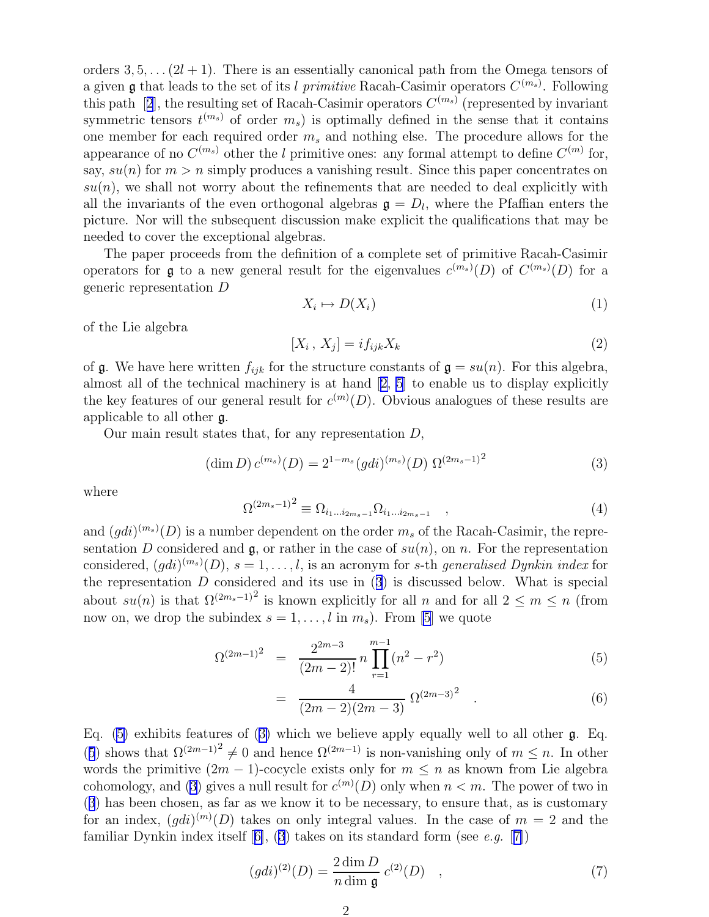orders $3, 5, \ldots (2l+1)$. There is an essentially canonical path from the Omega tensors of a given $\mathfrak{g}$ that leads to the set of its $l$ *primitive* Racah-Casimir operators $C^{(m_s)}$. Following this path [2], the resulting set of Racah-Casimir operators $C^{(m_s)}$ (represented by invariant symmetric tensors $t^{(m_s)}$ of order $m_s$) is optimally defined in the sense that it contains one member for each required order $m_s$ and nothing else. The procedure allows for the appearance of no $C^{(m_s)}$ other the $l$ primitive ones: any formal attempt to define $C^{(m)}$ for, say, $su(n)$ for $m > n$ simply produces a vanishing result. Since this paper concentrates on $su(n)$, we shall not worry about the refinements that are needed to deal explicitly with all the invariants of the even orthogonal algebras $\mathfrak{g} = D_l$, where the Pfaffian enters the picture. Nor will the subsequent discussion make explicit the qualifications that may be needed to cover the exceptional algebras.

The paper proceeds from the definition of a complete set of primitive Racah-Casimir operators for $\mathfrak{g}$ to a new general result for the eigenvalues $c^{(m_s)}(D)$ of $C^{(m_s)}(D)$ for a generic representation $D$

$$X_i \mapsto D(X_i) \tag{1}$$

of the Lie algebra

$$[X_i \, , \, X_j] = i f_{ijk} X_k \tag{2}$$

of $\mathfrak{g}$. We have here written $f_{ijk}$ for the structure constants of $\mathfrak{g} = su(n)$. For this algebra, almost all of the technical machinery is at hand [2, 5] to enable us to display explicitly the key features of our general result for $c^{(m)}(D)$. Obvious analogues of these results are applicable to all other $\mathfrak{g}$.

Our main result states that, for any representation $D$,

$$(\dim D) \, c^{(m_s)}(D) = 2^{1-m_s} (gdi)^{(m_s)}(D) \; \Omega^{(2m_s-1)^2} \tag{3}$$

where

$$\Omega^{(2m_s-1)^2} \equiv \Omega_{i_1 \ldots i_{2m_s-1}} \Omega_{i_1 \ldots i_{2m_s-1}} \quad , \tag{4}$$

and $(gdi)^{(m_s)}(D)$ is a number dependent on the order $m_s$ of the Racah-Casimir, the representation $D$ considered and $\mathfrak{g}$, or rather in the case of $su(n)$, on $n$. For the representation considered, $(gdi)^{(m_s)}(D)$, $s = 1, \ldots, l$, is an acronym for $s$-th *generalised Dynkin index* for the representation $D$ considered and its use in (3) is discussed below. What is special about $su(n)$ is that $\Omega^{(2m_s-1)^2}$ is known explicitly for all $n$ and for all $2 \leq m \leq n$ (from now on, we drop the subindex $s = 1, \ldots, l$ in $m_s$). From [5] we quote

$$\Omega^{(2m-1)^2} = \frac{2^{2m-3}}{(2m-2)!} \, n \prod_{r=1}^{m-1} (n^2 - r^2) \tag{5}$$

$$= \frac{4}{(2m-2)(2m-3)} \; \Omega^{(2m-3)^2} \quad . \tag{6}$$

Eq. (5) exhibits features of (3) which we believe apply equally well to all other $\mathfrak{g}$. Eq. (5) shows that $\Omega^{(2m-1)^2} \neq 0$ and hence $\Omega^{(2m-1)}$ is non-vanishing only of $m \leq n$. In other words the primitive $(2m-1)$-cocycle exists only for $m \leq n$ as known from Lie algebra cohomology, and (3) gives a null result for $c^{(m)}(D)$ only when $n < m$. The power of two in (3) has been chosen, as far as we know it to be necessary, to ensure that, as is customary for an index, $(gdi)^{(m)}(D)$ takes on only integral values. In the case of $m = 2$ and the familiar Dynkin index itself [6], (3) takes on its standard form (see *e.g.* [7])

$$(gdi)^{(2)}(D) = \frac{2 \dim D}{n \dim \mathfrak{g}} \, c^{(2)}(D) \quad , \tag{7}$$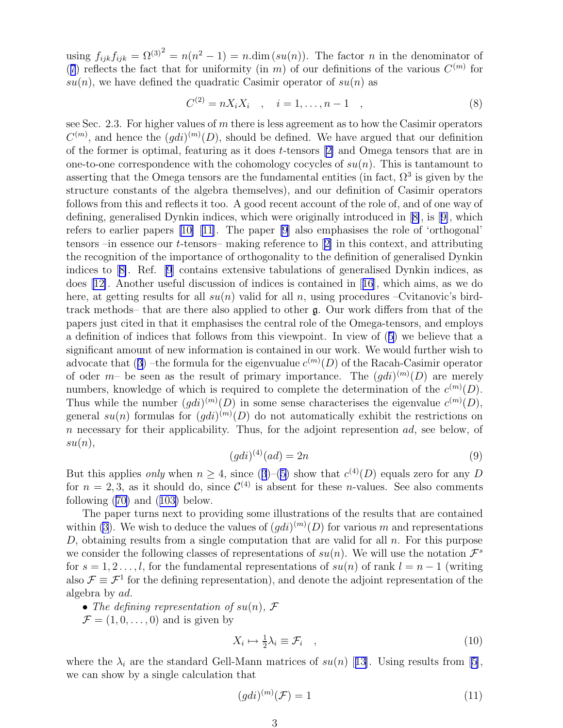using $f_{ijk}f_{ijk} = {\Omega^{(3)}}^2 = n(n^2-1) = n.\dim(su(n))$. The factor $n$ in the denominator of (7) reflects the fact that for uniformity (in $m$) of our definitions of the various $C^{(m)}$ for $su(n)$, we have defined the quadratic Casimir operator of $su(n)$ as

$$C^{(2)} = nX_iX_i \quad , \quad i = 1, \ldots, n-1 \quad , \tag{8}$$

see Sec. 2.3. For higher values of $m$ there is less agreement as to how the Casimir operators $C^{(m)}$, and hence the $(gdi)^{(m)}(D)$, should be defined. We have argued that our definition of the former is optimal, featuring as it does $t$-tensors [2] and Omega tensors that are in one-to-one correspondence with the cohomology cocycles of $su(n)$. This is tantamount to asserting that the Omega tensors are the fundamental entities (in fact, $\Omega^3$ is given by the structure constants of the algebra themselves), and our definition of Casimir operators follows from this and reflects it too. A good recent account of the role of, and of one way of defining, generalised Dynkin indices, which were originally introduced in [8], is [9], which refers to earlier papers [10] [11]. The paper [9] also emphasises the role of 'orthogonal' tensors –in essence our $t$-tensors– making reference to [2] in this context, and attributing the recognition of the importance of orthogonality to the definition of generalised Dynkin indices to [8]. Ref. [9] contains extensive tabulations of generalised Dynkin indices, as does [12]. Another useful discussion of indices is contained in [16], which aims, as we do here, at getting results for all $su(n)$ valid for all $n$, using procedures –Cvitanovic's bird-track methods– that are there also applied to other $\mathfrak{g}$. Our work differs from that of the papers just cited in that it emphasises the central role of the Omega-tensors, and employs a definition of indices that follows from this viewpoint. In view of (5) we believe that a significant amount of new information is contained in our work. We would further wish to advocate that (3) –the formula for the eigenvualue $c^{(m)}(D)$ of the Racah-Casimir operator of oder $m$– be seen as the result of primary importance. The $(gdi)^{(m)}(D)$ are merely numbers, knowledge of which is required to complete the determination of the $c^{(m)}(D)$. Thus while the number $(gdi)^{(m)}(D)$ in some sense characterises the eigenvalue $c^{(m)}(D)$, general $su(n)$ formulas for $(gdi)^{(m)}(D)$ do not automatically exhibit the restrictions on $n$ necessary for their applicability. Thus, for the adjoint represention $ad$, see below, of $su(n)$,

$$(gdi)^{(4)}(ad) = 2n \tag{9}$$

But this applies *only* when $n \geq 4$, since (3)–(5) show that $c^{(4)}(D)$ equals zero for any $D$ for $n = 2, 3$, as it should do, since $\mathcal{C}^{(4)}$ is absent for these $n$-values. See also comments following (70) and (103) below.

The paper turns next to providing some illustrations of the results that are contained within (3). We wish to deduce the values of $(gdi)^{(m)}(D)$ for various $m$ and representations $D$, obtaining results from a single computation that are valid for all $n$. For this purpose we consider the following classes of representations of $su(n)$. We will use the notation $\mathcal{F}^s$ for $s = 1, 2 \ldots, l$, for the fundamental representations of $su(n)$ of rank $l = n-1$ (writing also $\mathcal{F} \equiv \mathcal{F}^1$ for the defining representation), and denote the adjoint representation of the algebra by $ad$.

• *The defining representation of $su(n)$, $\mathcal{F}$*

$\mathcal{F} = (1, 0, \ldots, 0)$ and is given by

$$X_i \mapsto \tfrac{1}{2}\lambda_i \equiv \mathcal{F}_i \quad , \tag{10}$$

where the $\lambda_i$ are the standard Gell-Mann matrices of $su(n)$ [13]. Using results from [5], we can show by a single calculation that

$$(gdi)^{(m)}(\mathcal{F}) = 1 \tag{11}$$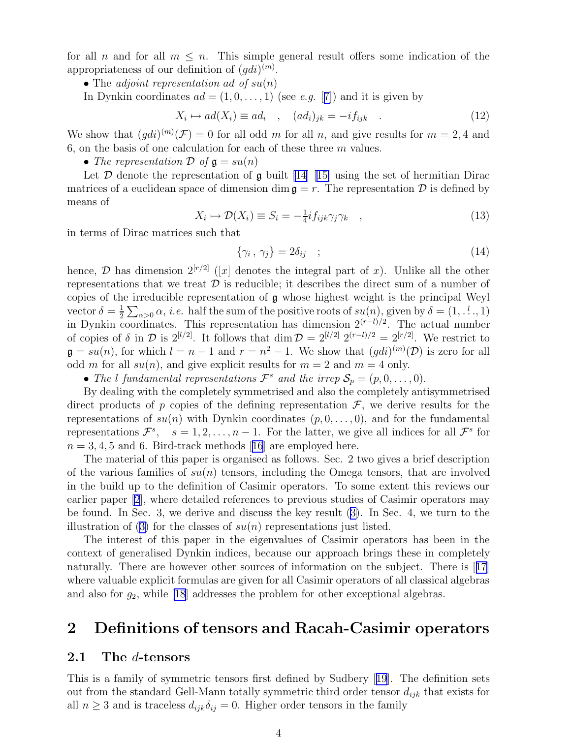for all $n$ and for all $m \leq n$. This simple general result offers some indication of the appropriateness of our definition of $(gdi)^{(m)}$.

• The *adjoint representation ad of $su(n)$*

In Dynkin coordinates $ad = (1, 0, \ldots, 1)$ (see *e.g.* [7]) and it is given by

$$X_i \mapsto ad(X_i) \equiv ad_i \quad , \quad (ad_i)_{jk} = -if_{ijk} \quad . \tag{12}$$

We show that $(gdi)^{(m)}(\mathcal{F}) = 0$ for all odd $m$ for all $n$, and give results for $m = 2, 4$ and 6, on the basis of one calculation for each of these three $m$ values.

• *The representation $\mathcal{D}$ of $\mathfrak{g} = su(n)$*

Let $\mathcal{D}$ denote the representation of $\mathfrak{g}$ built [14] [15] using the set of hermitian Dirac matrices of a euclidean space of dimension $\dim \mathfrak{g} = r$. The representation $\mathcal{D}$ is defined by means of

$$X_i \mapsto \mathcal{D}(X_i) \equiv S_i = -\tfrac{1}{4} i f_{ijk} \gamma_j \gamma_k \quad , \tag{13}$$

in terms of Dirac matrices such that

$$\{\gamma_i \, , \, \gamma_j\} = 2\delta_{ij} \quad ; \tag{14}$$

hence, $\mathcal{D}$ has dimension $2^{[r/2]}$ ($[x]$ denotes the integral part of $x$). Unlike all the other representations that we treat $\mathcal{D}$ is reducible; it describes the direct sum of a number of copies of the irreducible representation of $\mathfrak{g}$ whose highest weight is the principal Weyl vector $\delta = \frac{1}{2}\sum_{\alpha>0} \alpha$, *i.e.* half the sum of the positive roots of $su(n)$, given by $\delta = (1, \overset{l}{\ldots}, 1)$ in Dynkin coordinates. This representation has dimension $2^{(r-l)/2}$. The actual number of copies of $\delta$ in $\mathcal{D}$ is $2^{[l/2]}$. It follows that $\dim \mathcal{D} = 2^{[l/2]}\, 2^{(r-l)/2} = 2^{[r/2]}$. We restrict to $\mathfrak{g} = su(n)$, for which $l = n - 1$ and $r = n^2 - 1$. We show that $(gdi)^{(m)}(\mathcal{D})$ is zero for all odd $m$ for all $su(n)$, and give explicit results for $m = 2$ and $m = 4$ only.

• *The $l$ fundamental representations $\mathcal{F}^s$ and the irrep $\mathcal{S}_p = (p, 0, \ldots, 0)$.*

By dealing with the completely symmetrised and also the completely antisymmetrised direct products of $p$ copies of the defining representation $\mathcal{F}$, we derive results for the representations of $su(n)$ with Dynkin coordinates $(p, 0, \ldots, 0)$, and for the fundamental representations $\mathcal{F}^s$, $\quad s = 1, 2, \ldots, n-1$. For the latter, we give all indices for all $\mathcal{F}^s$ for $n = 3, 4, 5$ and 6. Bird-track methods [16] are employed here.

The material of this paper is organised as follows. Sec. 2 two gives a brief description of the various families of $su(n)$ tensors, including the Omega tensors, that are involved in the build up to the definition of Casimir operators. To some extent this reviews our earlier paper [2], where detailed references to previous studies of Casimir operators may be found. In Sec. 3, we derive and discuss the key result (3). In Sec. 4, we turn to the illustration of (3) for the classes of $su(n)$ representations just listed.

The interest of this paper in the eigenvalues of Casimir operators has been in the context of generalised Dynkin indices, because our approach brings these in completely naturally. There are however other sources of information on the subject. There is [17] where valuable explicit formulas are given for all Casimir operators of all classical algebras and also for $g_2$, while [18] addresses the problem for other exceptional algebras.

## 2 Definitions of tensors and Racah-Casimir operators

### 2.1 The $d$-tensors

This is a family of symmetric tensors first defined by Sudbery [19]. The definition sets out from the standard Gell-Mann totally symmetric third order tensor $d_{ijk}$ that exists for all $n \geq 3$ and is traceless $d_{ijk}\delta_{ij} = 0$. Higher order tensors in the family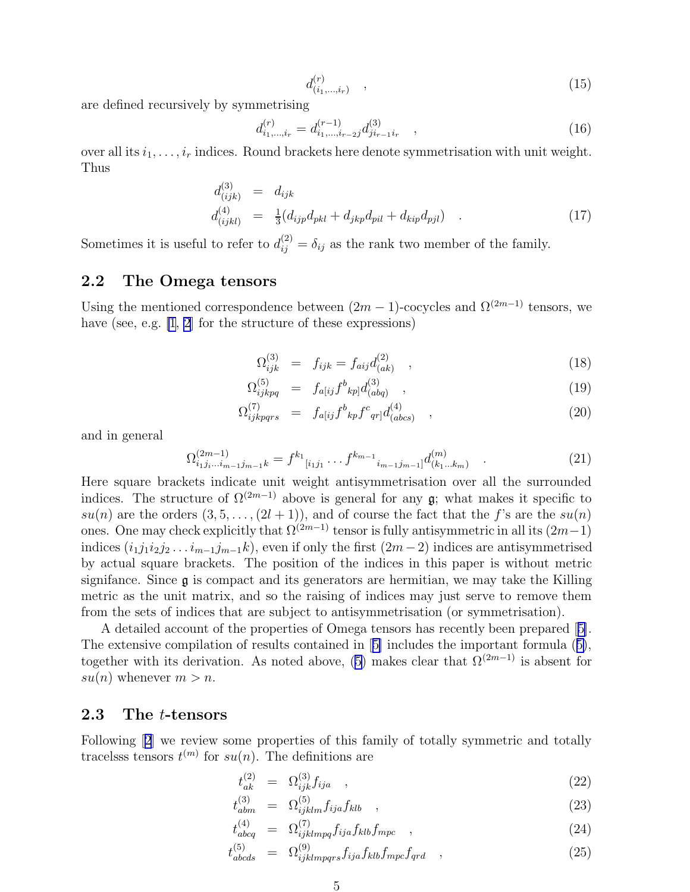$$d^{(r)}_{(i_1,\ldots,i_r)} \quad , \tag{15}$$

are defined recursively by symmetrising

$$d^{(r)}_{i_1,\ldots,i_r} = d^{(r-1)}_{i_1,\ldots,i_{r-2}j} d^{(3)}_{j i_{r-1} i_r} \quad , \tag{16}$$

over all its $i_1, \ldots, i_r$ indices. Round brackets here denote symmetrisation with unit weight. Thus

$$\begin{aligned} d^{(3)}_{(ijk)} &= d_{ijk} \\ d^{(4)}_{(ijkl)} &= \tfrac{1}{3}(d_{ijp}d_{pkl} + d_{jkp}d_{pil} + d_{kip}d_{pjl}) \quad . \end{aligned} \tag{17}$$

Sometimes it is useful to refer to $d^{(2)}_{ij} = \delta_{ij}$ as the rank two member of the family.

## 2.2 The Omega tensors

Using the mentioned correspondence between $(2m-1)$-cocycles and $\Omega^{(2m-1)}$ tensors, we have (see, e.g. [1, 2] for the structure of these expressions)

$$\Omega^{(3)}_{ijk} = f_{ijk} = f_{aij} d^{(2)}_{(ak)} \quad , \tag{18}$$

$$\Omega^{(5)}_{ijkpq} = f_{a[ij} f^{b}{}_{kp]} d^{(3)}_{(abq)} \quad , \tag{19}$$

$$\Omega^{(7)}_{ijkpqrs} = f_{a[ij} f^{b}{}_{kp} f^{c}{}_{qr]} d^{(4)}_{(abcs)} \quad , \tag{20}$$

and in general

$$\Omega^{(2m-1)}_{i_1 j_i \ldots i_{m-1} j_{m-1} k} = f^{k_1}{}_{[i_1 j_1} \ldots f^{k_{m-1}}{}_{i_{m-1} j_{m-1}]} d^{(m)}_{(k_1 \ldots k_m)} \quad . \tag{21}$$

Here square brackets indicate unit weight antisymmetrisation over all the surrounded indices. The structure of $\Omega^{(2m-1)}$ above is general for any $\mathfrak{g}$; what makes it specific to $su(n)$ are the orders $(3, 5, \ldots, (2l+1))$, and of course the fact that the $f$'s are the $su(n)$ ones. One may check explicitly that $\Omega^{(2m-1)}$ tensor is fully antisymmetric in all its $(2m-1)$ indices $(i_1 j_1 i_2 j_2 \ldots i_{m-1} j_{m-1} k)$, even if only the first $(2m-2)$ indices are antisymmetrised by actual square brackets. The position of the indices in this paper is without metric signifance. Since $\mathfrak{g}$ is compact and its generators are hermitian, we may take the Killing metric as the unit matrix, and so the raising of indices may just serve to remove them from the sets of indices that are subject to antisymmetrisation (or symmetrisation).

A detailed account of the properties of Omega tensors has recently been prepared [5]. The extensive compilation of results contained in [5] includes the important formula (5), together with its derivation. As noted above, (5) makes clear that $\Omega^{(2m-1)}$ is absent for $su(n)$ whenever $m > n$.

## 2.3 The $t$-tensors

Following [2] we review some properties of this family of totally symmetric and totally tracelsss tensors $t^{(m)}$ for $su(n)$. The definitions are

$$t^{(2)}_{ak} = \Omega^{(3)}_{ijk} f_{ija} \quad , \tag{22}$$

$$t^{(3)}_{abm} = \Omega^{(5)}_{ijklm} f_{ija} f_{klb} \quad , \tag{23}$$

$$t^{(4)}_{abcq} = \Omega^{(7)}_{ijklmpq} f_{ija} f_{klb} f_{mpc} \quad , \tag{24}$$

$$t^{(5)}_{abcds} = \Omega^{(9)}_{ijklmpqrs} f_{ija} f_{klb} f_{mpc} f_{qrd} \quad , \tag{25}$$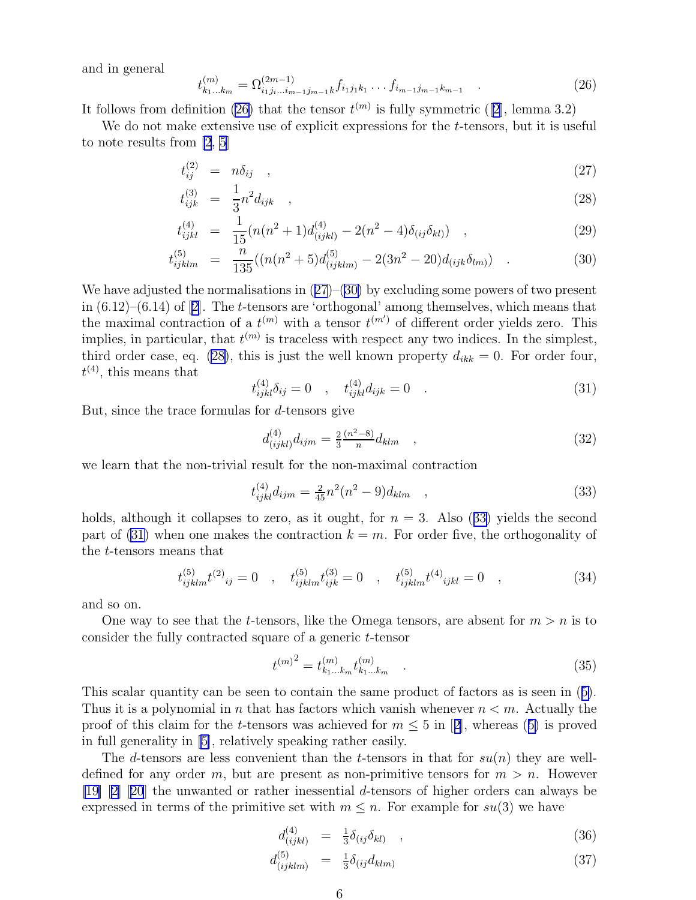and in general

$$t^{(m)}_{k_1\ldots k_m} = \Omega^{(2m-1)}_{i_1 j_1 \ldots i_{m-1} j_{m-1} k} f_{i_1 j_1 k_1} \ldots f_{i_{m-1} j_{m-1} k_{m-1}} \quad . \tag{26}$$

It follows from definition (26) that the tensor $t^{(m)}$ is fully symmetric ([2], lemma 3.2)

We do not make extensive use of explicit expressions for the $t$-tensors, but it is useful to note results from [2, 5]

$$t^{(2)}_{ij} = n\delta_{ij} \quad , \tag{27}$$

$$t^{(3)}_{ijk} = \frac{1}{3} n^2 d_{ijk} \quad , \tag{28}$$

$$t^{(4)}_{ijkl} = \frac{1}{15}(n(n^2+1) d^{(4)}_{(ijkl)} - 2(n^2-4)\delta_{(ij}\delta_{kl)}) \quad , \tag{29}$$

$$t^{(5)}_{ijklm} = \frac{n}{135}((n(n^2+5) d^{(5)}_{(ijklm)} - 2(3n^2-20) d_{(ijk}\delta_{lm)}) \quad . \tag{30}$$

We have adjusted the normalisations in (27)–(30) by excluding some powers of two present in (6.12)–(6.14) of [2]. The $t$-tensors are 'orthogonal' among themselves, which means that the maximal contraction of a $t^{(m)}$ with a tensor $t^{(m')}$ of different order yields zero. This implies, in particular, that $t^{(m)}$ is traceless with respect any two indices. In the simplest, third order case, eq. (28), this is just the well known property $d_{ikk} = 0$. For order four, $t^{(4)}$, this means that

$$t^{(4)}_{ijkl}\delta_{ij} = 0 \quad , \quad t^{(4)}_{ijkl} d_{ijk} = 0 \quad . \tag{31}$$

But, since the trace formulas for $d$-tensors give

$$d^{(4)}_{(ijkl)} d_{ijm} = \tfrac{2}{3}\tfrac{(n^2-8)}{n} d_{klm} \quad , \tag{32}$$

we learn that the non-trivial result for the non-maximal contraction

$$t^{(4)}_{ijkl} d_{ijm} = \tfrac{2}{45} n^2 (n^2-9) d_{klm} \quad , \tag{33}$$

holds, although it collapses to zero, as it ought, for $n = 3$. Also (33) yields the second part of (31) when one makes the contraction $k = m$. For order five, the orthogonality of the $t$-tensors means that

$$t^{(5)}_{ijklm} t^{(2)}{}_{ij} = 0 \quad , \quad t^{(5)}_{ijklm} t^{(3)}_{ijk} = 0 \quad , \quad t^{(5)}_{ijklm} t^{(4)}{}_{ijkl} = 0 \quad , \tag{34}$$

and so on.

One way to see that the $t$-tensors, like the Omega tensors, are absent for $m > n$ is to consider the fully contracted square of a generic $t$-tensor

$${t^{(m)}}^2 = t^{(m)}_{k_1\ldots k_m} t^{(m)}_{k_1\ldots k_m} \quad . \tag{35}$$

This scalar quantity can be seen to contain the same product of factors as is seen in (5). Thus it is a polynomial in $n$ that has factors which vanish whenever $n < m$. Actually the proof of this claim for the $t$-tensors was achieved for $m \leq 5$ in [2], whereas (5) is proved in full generality in [5], relatively speaking rather easily.

The $d$-tensors are less convenient than the $t$-tensors in that for $su(n)$ they are well-defined for any order $m$, but are present as non-primitive tensors for $m > n$. However [19] [2] [20] the unwanted or rather inessential $d$-tensors of higher orders can always be expressed in terms of the primitive set with $m \leq n$. For example for $su(3)$ we have

$$d^{(4)}_{(ijkl)} = \tfrac{1}{3}\delta_{(ij}\delta_{kl)} \quad , \tag{36}$$

$$d^{(5)}_{(ijklm)} = \tfrac{1}{3}\delta_{(ij} d_{klm)} \tag{37}$$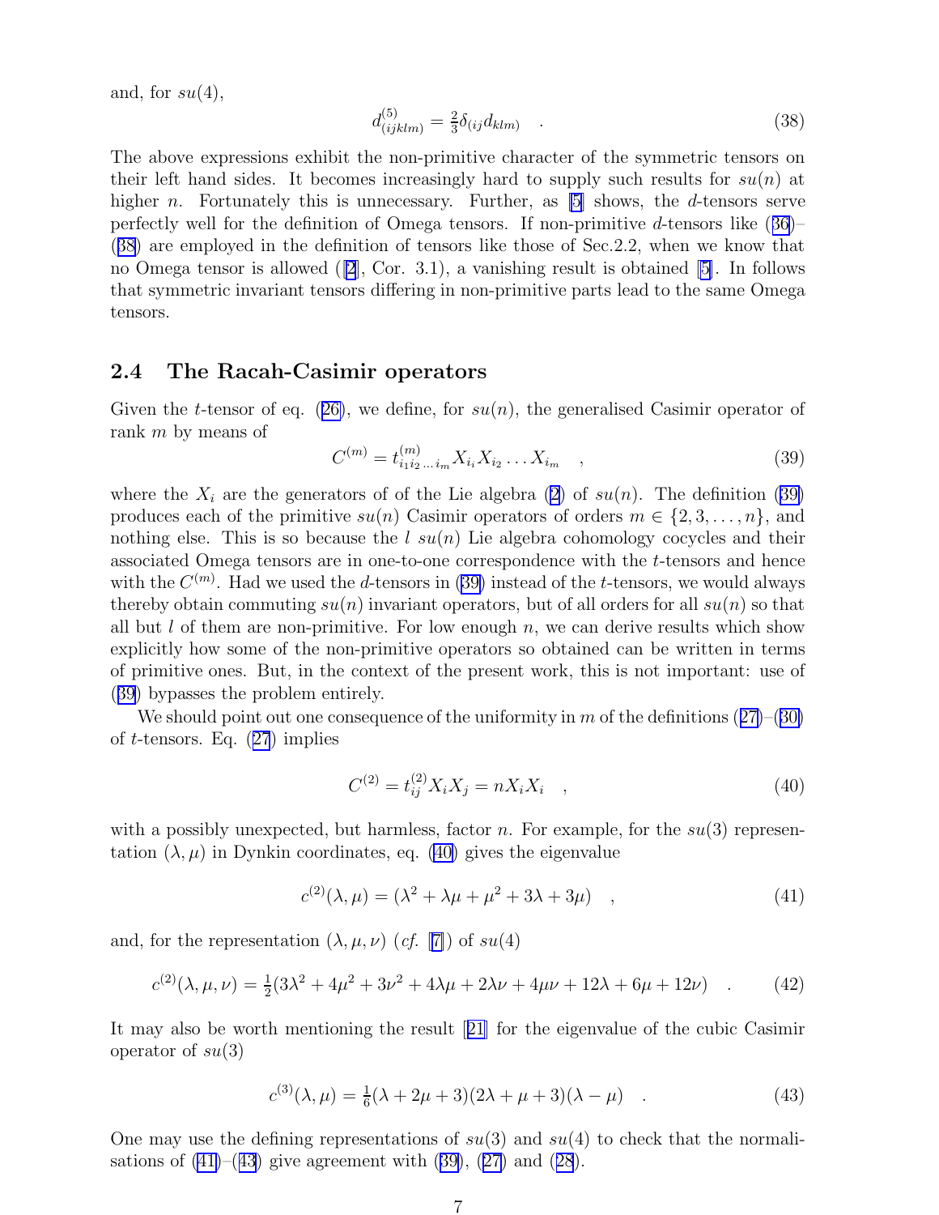and, for $su(4)$,

$$d^{(5)}_{(ijklm)} = \tfrac{2}{3}\delta_{(ij}d_{klm)} \quad . \tag{38}$$

The above expressions exhibit the non-primitive character of the symmetric tensors on their left hand sides. It becomes increasingly hard to supply such results for $su(n)$ at higher $n$. Fortunately this is unnecessary. Further, as [5] shows, the $d$-tensors serve perfectly well for the definition of Omega tensors. If non-primitive $d$-tensors like (36)–(38) are employed in the definition of tensors like those of Sec.2.2, when we know that no Omega tensor is allowed ([2], Cor. 3.1), a vanishing result is obtained [5]. In follows that symmetric invariant tensors differing in non-primitive parts lead to the same Omega tensors.

### 2.4 The Racah-Casimir operators

Given the $t$-tensor of eq. (26), we define, for $su(n)$, the generalised Casimir operator of rank $m$ by means of

$$C^{(m)} = t^{(m)}_{i_1 i_2 \ldots i_m} X_{i_1} X_{i_2} \ldots X_{i_m} \quad , \tag{39}$$

where the $X_i$ are the generators of of the Lie algebra (2) of $su(n)$. The definition (39) produces each of the primitive $su(n)$ Casimir operators of orders $m \in \{2, 3, \ldots, n\}$, and nothing else. This is so because the $l$ $su(n)$ Lie algebra cohomology cocycles and their associated Omega tensors are in one-to-one correspondence with the $t$-tensors and hence with the $C^{(m)}$. Had we used the $d$-tensors in (39) instead of the $t$-tensors, we would always thereby obtain commuting $su(n)$ invariant operators, but of all orders for all $su(n)$ so that all but $l$ of them are non-primitive. For low enough $n$, we can derive results which show explicitly how some of the non-primitive operators so obtained can be written in terms of primitive ones. But, in the context of the present work, this is not important: use of (39) bypasses the problem entirely.

We should point out one consequence of the uniformity in $m$ of the definitions (27)–(30) of $t$-tensors. Eq. (27) implies

$$C^{(2)} = t^{(2)}_{ij} X_i X_j = n X_i X_i \quad , \tag{40}$$

with a possibly unexpected, but harmless, factor $n$. For example, for the $su(3)$ representation $(\lambda, \mu)$ in Dynkin coordinates, eq. (40) gives the eigenvalue

$$c^{(2)}(\lambda, \mu) = (\lambda^2 + \lambda\mu + \mu^2 + 3\lambda + 3\mu) \quad , \tag{41}$$

and, for the representation $(\lambda, \mu, \nu)$ (*cf.* [7]) of $su(4)$

$$c^{(2)}(\lambda, \mu, \nu) = \tfrac{1}{2}(3\lambda^2 + 4\mu^2 + 3\nu^2 + 4\lambda\mu + 2\lambda\nu + 4\mu\nu + 12\lambda + 6\mu + 12\nu) \quad . \tag{42}$$

It may also be worth mentioning the result [21] for the eigenvalue of the cubic Casimir operator of $su(3)$

$$c^{(3)}(\lambda, \mu) = \tfrac{1}{6}(\lambda + 2\mu + 3)(2\lambda + \mu + 3)(\lambda - \mu) \quad . \tag{43}$$

One may use the defining representations of $su(3)$ and $su(4)$ to check that the normalisations of (41)–(43) give agreement with (39), (27) and (28).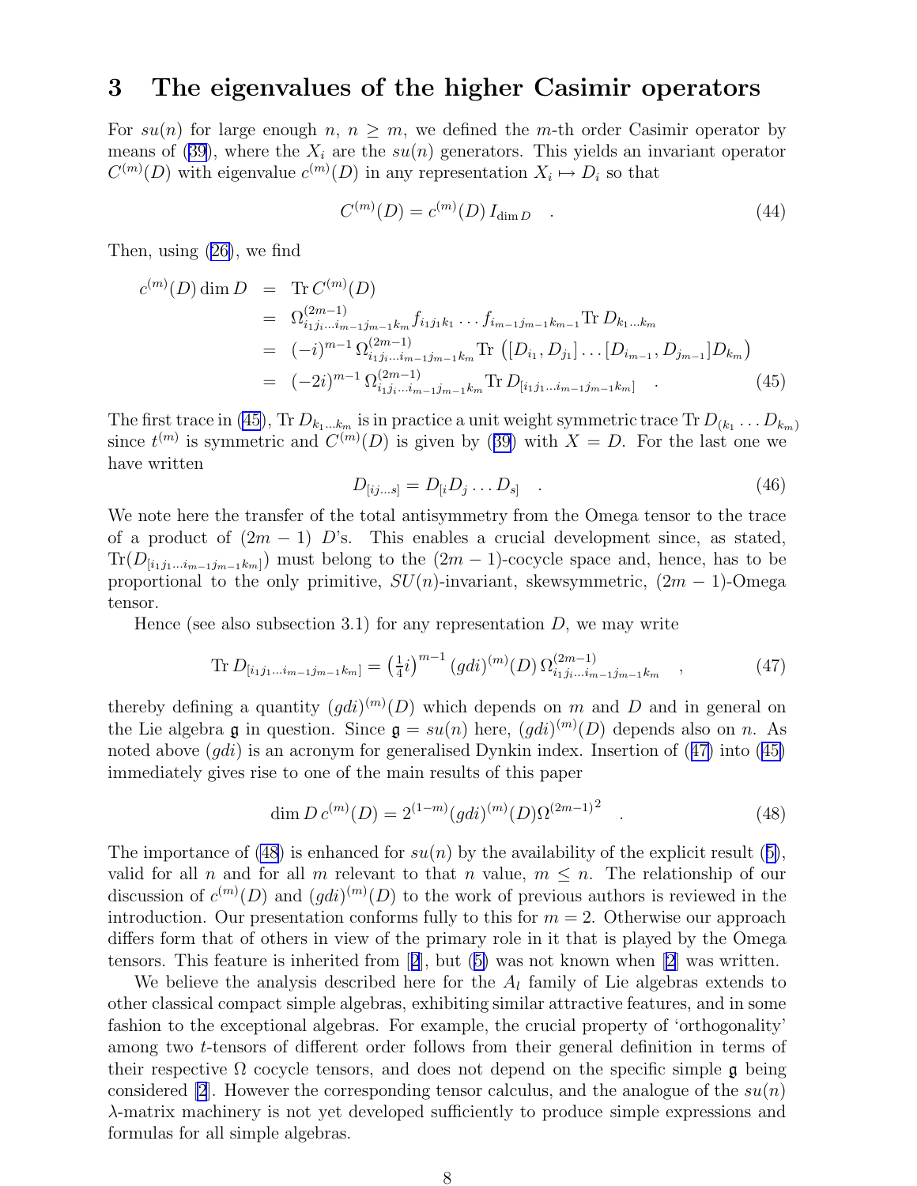## 3 The eigenvalues of the higher Casimir operators

For $su(n)$ for large enough $n$, $n \geq m$, we defined the $m$-th order Casimir operator by means of (39), where the $X_i$ are the $su(n)$ generators. This yields an invariant operator $C^{(m)}(D)$ with eigenvalue $c^{(m)}(D)$ in any representation $X_i \mapsto D_i$ so that

$$C^{(m)}(D) = c^{(m)}(D)\, I_{\dim D} \quad . \tag{44}$$

Then, using (26), we find

$$\begin{aligned}
c^{(m)}(D) \dim D &= \operatorname{Tr} C^{(m)}(D) \\
&= \Omega^{(2m-1)}_{i_1 j_i \ldots i_{m-1} j_{m-1} k_m} f_{i_1 j_1 k_1} \ldots f_{i_{m-1} j_{m-1} k_{m-1}} \operatorname{Tr} D_{k_1 \ldots k_m} \\
&= (-i)^{m-1}\, \Omega^{(2m-1)}_{i_1 j_i \ldots i_{m-1} j_{m-1} k_m} \operatorname{Tr}\left([D_{i_1}, D_{j_1}] \ldots [D_{i_{m-1}}, D_{j_{m-1}}] D_{k_m}\right) \\
&= (-2i)^{m-1}\, \Omega^{(2m-1)}_{i_1 j_i \ldots i_{m-1} j_{m-1} k_m} \operatorname{Tr} D_{[i_1 j_1 \ldots i_{m-1} j_{m-1} k_m]} \quad .
\end{aligned} \tag{45}$$

The first trace in (45), $\operatorname{Tr} D_{k_1 \ldots k_m}$ is in practice a unit weight symmetric trace $\operatorname{Tr} D_{(k_1} \ldots D_{k_m)}$ since $t^{(m)}$ is symmetric and $C^{(m)}(D)$ is given by (39) with $X = D$. For the last one we have written

$$D_{[ij\ldots s]} = D_{[i} D_j \ldots D_{s]} \quad . \tag{46}$$

We note here the transfer of the total antisymmetry from the Omega tensor to the trace of a product of $(2m-1)$ $D$'s. This enables a crucial development since, as stated, $\operatorname{Tr}(D_{[i_1 j_1 \ldots i_{m-1} j_{m-1} k_m]})$ must belong to the $(2m-1)$-cocycle space and, hence, has to be proportional to the only primitive, $SU(n)$-invariant, skewsymmetric, $(2m-1)$-Omega tensor.

Hence (see also subsection 3.1) for any representation $D$, we may write

$$\operatorname{Tr} D_{[i_1 j_1 \ldots i_{m-1} j_{m-1} k_m]} = \left(\tfrac{1}{4} i\right)^{m-1} (gdi)^{(m)}(D)\, \Omega^{(2m-1)}_{i_1 j_i \ldots i_{m-1} j_{m-1} k_m} \quad , \tag{47}$$

thereby defining a quantity $(gdi)^{(m)}(D)$ which depends on $m$ and $D$ and in general on the Lie algebra $\mathfrak{g}$ in question. Since $\mathfrak{g} = su(n)$ here, $(gdi)^{(m)}(D)$ depends also on $n$. As noted above $(gdi)$ is an acronym for generalised Dynkin index. Insertion of (47) into (45) immediately gives rise to one of the main results of this paper

$$\dim D\, c^{(m)}(D) = 2^{(1-m)} (gdi)^{(m)}(D) {\Omega^{(2m-1)}}^2 \quad . \tag{48}$$

The importance of (48) is enhanced for $su(n)$ by the availability of the explicit result (5), valid for all $n$ and for all $m$ relevant to that $n$ value, $m \leq n$. The relationship of our discussion of $c^{(m)}(D)$ and $(gdi)^{(m)}(D)$ to the work of previous authors is reviewed in the introduction. Our presentation conforms fully to this for $m = 2$. Otherwise our approach differs form that of others in view of the primary role in it that is played by the Omega tensors. This feature is inherited from [2], but (5) was not known when [2] was written.

We believe the analysis described here for the $A_l$ family of Lie algebras extends to other classical compact simple algebras, exhibiting similar attractive features, and in some fashion to the exceptional algebras. For example, the crucial property of 'orthogonality' among two $t$-tensors of different order follows from their general definition in terms of their respective $\Omega$ cocycle tensors, and does not depend on the specific simple $\mathfrak{g}$ being considered [2]. However the corresponding tensor calculus, and the analogue of the $su(n)$ $\lambda$-matrix machinery is not yet developed sufficiently to produce simple expressions and formulas for all simple algebras.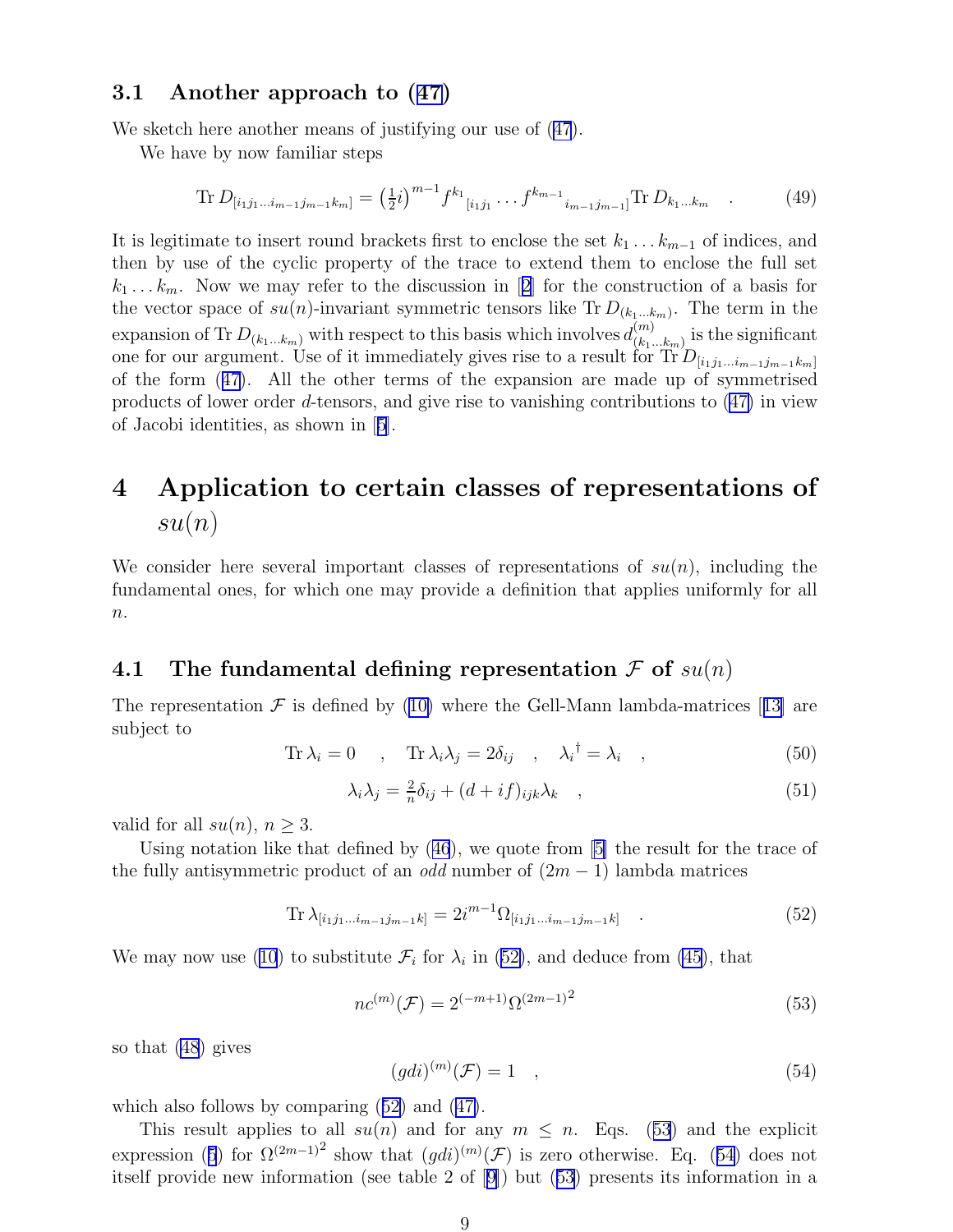### 3.1 Another approach to (47)

We sketch here another means of justifying our use of (47).

We have by now familiar steps

$$\mathrm{Tr}\, D_{[i_1 j_1 \dots i_{m-1} j_{m-1} k_m]} = \left(\tfrac{1}{2} i\right)^{m-1} f^{k_1}{}_{[i_1 j_1} \dots f^{k_{m-1}}{}_{i_{m-1} j_{m-1}]} \mathrm{Tr}\, D_{k_1 \dots k_m} \quad . \tag{49}$$

It is legitimate to insert round brackets first to enclose the set $k_1 \dots k_{m-1}$ of indices, and then by use of the cyclic property of the trace to extend them to enclose the full set $k_1 \dots k_m$. Now we may refer to the discussion in [2] for the construction of a basis for the vector space of $su(n)$-invariant symmetric tensors like $\mathrm{Tr}\, D_{(k_1 \dots k_m)}$. The term in the expansion of $\mathrm{Tr}\, D_{(k_1 \dots k_m)}$ with respect to this basis which involves $d^{(m)}_{(k_1 \dots k_m)}$ is the significant one for our argument. Use of it immediately gives rise to a result for $\mathrm{Tr}\, D_{[i_1 j_1 \dots i_{m-1} j_{m-1} k_m]}$ of the form (47). All the other terms of the expansion are made up of symmetrised products of lower order $d$-tensors, and give rise to vanishing contributions to (47) in view of Jacobi identities, as shown in [5].

# 4 Application to certain classes of representations of $su(n)$

We consider here several important classes of representations of $su(n)$, including the fundamental ones, for which one may provide a definition that applies uniformly for all $n$.

## 4.1 The fundamental defining representation $\mathcal{F}$ of $su(n)$

The representation $\mathcal{F}$ is defined by (10) where the Gell-Mann lambda-matrices [13] are subject to

$$\mathrm{Tr}\, \lambda_i = 0 \quad , \quad \mathrm{Tr}\, \lambda_i \lambda_j = 2\delta_{ij} \quad , \quad {\lambda_i}^{\dagger} = \lambda_i \quad , \tag{50}$$

$$\lambda_i \lambda_j = \tfrac{2}{n} \delta_{ij} + (d + if)_{ijk} \lambda_k \quad , \tag{51}$$

valid for all $su(n)$, $n \geq 3$.

Using notation like that defined by (46), we quote from [5] the result for the trace of the fully antisymmetric product of an *odd* number of $(2m-1)$ lambda matrices

$$\mathrm{Tr}\, \lambda_{[i_1 j_1 \dots i_{m-1} j_{m-1} k]} = 2 i^{m-1} \Omega_{[i_1 j_1 \dots i_{m-1} j_{m-1} k]} \quad . \tag{52}$$

We may now use (10) to substitute $\mathcal{F}_i$ for $\lambda_i$ in (52), and deduce from (45), that

$$n c^{(m)}(\mathcal{F}) = 2^{(-m+1)} \Omega^{(2m-1)^2} \tag{53}$$

so that (48) gives

$$(gdi)^{(m)}(\mathcal{F}) = 1 \quad , \tag{54}$$

which also follows by comparing (52) and (47).

This result applies to all $su(n)$ and for any $m \leq n$. Eqs. (53) and the explicit expression (5) for $\Omega^{(2m-1)^2}$ show that $(gdi)^{(m)}(\mathcal{F})$ is zero otherwise. Eq. (54) does not itself provide new information (see table 2 of [9]) but (53) presents its information in a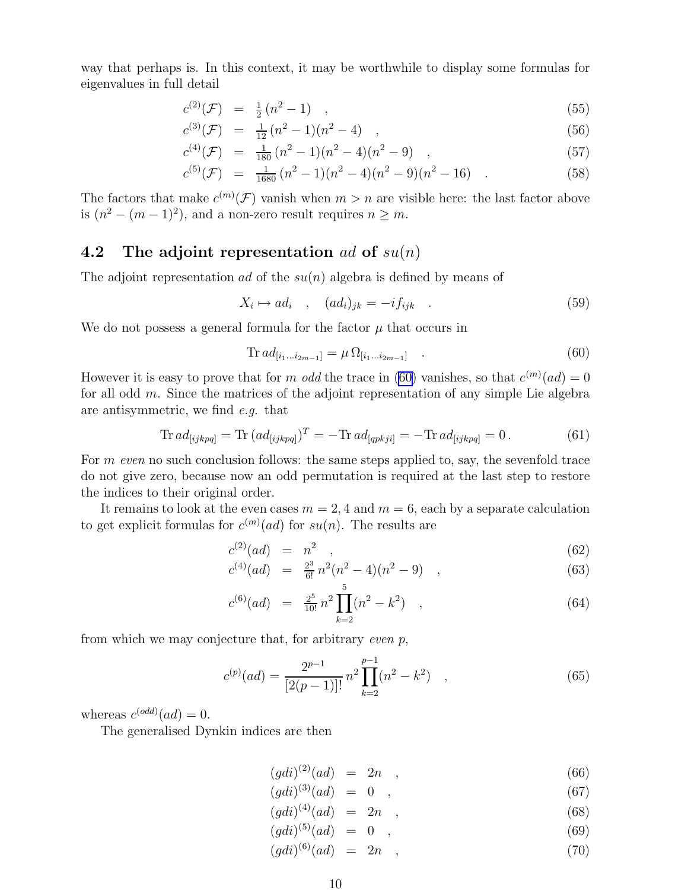way that perhaps is. In this context, it may be worthwhile to display some formulas for eigenvalues in full detail

$$c^{(2)}(\mathcal{F}) = \tfrac{1}{2}\,(n^2-1) \quad , \tag{55}$$

$$c^{(3)}(\mathcal{F}) = \tfrac{1}{12}\,(n^2-1)(n^2-4) \quad , \tag{56}$$

$$c^{(4)}(\mathcal{F}) = \tfrac{1}{180}\,(n^2-1)(n^2-4)(n^2-9) \quad , \tag{57}$$

$$c^{(5)}(\mathcal{F}) = \tfrac{1}{1680}\,(n^2-1)(n^2-4)(n^2-9)(n^2-16) \quad . \tag{58}$$

The factors that make $c^{(m)}(\mathcal{F})$ vanish when $m > n$ are visible here: the last factor above is $(n^2 - (m-1)^2)$, and a non-zero result requires $n \geq m$.

## 4.2 The adjoint representation $ad$ of $su(n)$

The adjoint representation $ad$ of the $su(n)$ algebra is defined by means of

$$X_i \mapsto ad_i \quad , \quad (ad_i)_{jk} = -i f_{ijk} \quad . \tag{59}$$

We do not possess a general formula for the factor $\mu$ that occurs in

$$\mathrm{Tr}\, ad_{[i_1 \ldots i_{2m-1}]} = \mu\, \Omega_{[i_1 \ldots i_{2m-1}]} \quad . \tag{60}$$

However it is easy to prove that for $m$ *odd* the trace in (60) vanishes, so that $c^{(m)}(ad) = 0$ for all odd $m$. Since the matrices of the adjoint representation of any simple Lie algebra are antisymmetric, we find *e.g.* that

$$\mathrm{Tr}\, ad_{[ijkpq]} = \mathrm{Tr}\,(ad_{[ijkpq]})^T = -\mathrm{Tr}\, ad_{[qpkji]} = -\mathrm{Tr}\, ad_{[ijkpq]} = 0\,. \tag{61}$$

For $m$ *even* no such conclusion follows: the same steps applied to, say, the sevenfold trace do not give zero, because now an odd permutation is required at the last step to restore the indices to their original order.

It remains to look at the even cases $m = 2, 4$ and $m = 6$, each by a separate calculation to get explicit formulas for $c^{(m)}(ad)$ for $su(n)$. The results are

$$c^{(2)}(ad) = n^2 \quad , \tag{62}$$

$$c^{(4)}(ad) = \tfrac{2^3}{6!}\, n^2(n^2-4)(n^2-9) \quad , \tag{63}$$

$$c^{(6)}(ad) = \tfrac{2^5}{10!}\, n^2 \prod_{k=2}^{5}(n^2-k^2) \quad , \tag{64}$$

from which we may conjecture that, for arbitrary *even* $p$,

$$c^{(p)}(ad) = \frac{2^{p-1}}{[2(p-1)]!}\, n^2 \prod_{k=2}^{p-1}(n^2-k^2) \quad , \tag{65}$$

whereas $c^{(odd)}(ad) = 0$.

The generalised Dynkin indices are then

$$(gdi)^{(2)}(ad) = 2n \quad , \tag{66}$$

$$(gdi)^{(3)}(ad) = 0 \quad , \tag{67}$$

$$(gdi)^{(4)}(ad) = 2n \quad , \tag{68}$$

$$(gdi)^{(5)}(ad) = 0 \quad , \tag{69}$$

$$(gdi)^{(6)}(ad) = 2n \quad , \tag{70}$$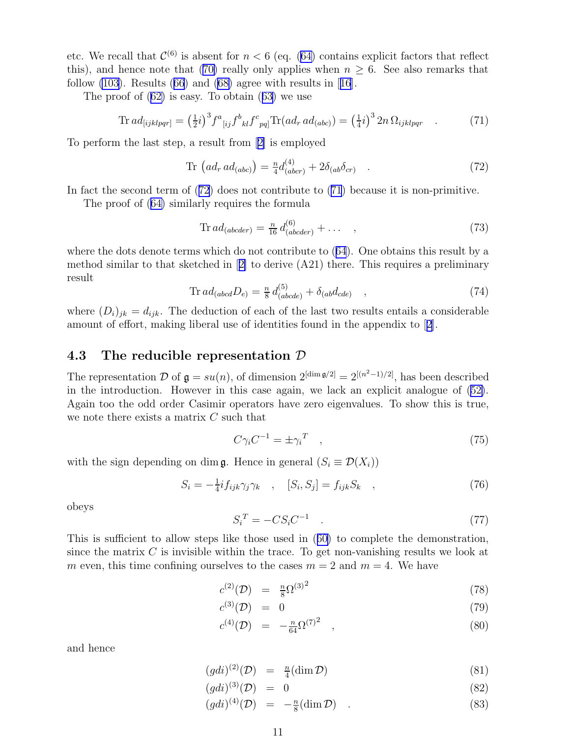etc. We recall that $\mathcal{C}^{(6)}$ is absent for $n < 6$ (eq. (64) contains explicit factors that reflect this), and hence note that (70) really only applies when $n \geq 6$. See also remarks that follow (103). Results (66) and (68) agree with results in [16].

The proof of (62) is easy. To obtain (63) we use

$$\mathrm{Tr}\, ad_{[ijklpqr]} = \left(\tfrac{1}{2}i\right)^3 f^a{}_{[ij} f^b{}_{kl} f^c{}_{pq]} \mathrm{Tr}(ad_r\, ad_{(abc)}) = \left(\tfrac{1}{4}i\right)^3 2n\, \Omega_{ijklpqr} \quad . \tag{71}$$

To perform the last step, a result from [2] is employed

$$\mathrm{Tr}\, \left(ad_r\, ad_{(abc)}\right) = \tfrac{n}{4} d^{(4)}_{(abcr)} + 2\delta_{(ab}\delta_{cr)} \quad . \tag{72}$$

In fact the second term of (72) does not contribute to (71) because it is non-primitive.

The proof of (64) similarly requires the formula

$$\mathrm{Tr}\, ad_{(abcder)} = \tfrac{n}{16}\, d^{(6)}_{(abcder)} + \ldots \quad , \tag{73}$$

where the dots denote terms which do not contribute to (64). One obtains this result by a method similar to that sketched in [2] to derive (A21) there. This requires a preliminary result

$$\mathrm{Tr}\, ad_{(abcd} D_{e)} = \tfrac{n}{8}\, d^{(5)}_{(abcde)} + \delta_{(ab} d_{cde)} \quad , \tag{74}$$

where $(D_i)_{jk} = d_{ijk}$. The deduction of each of the last two results entails a considerable amount of effort, making liberal use of identities found in the appendix to [2].

### 4.3 The reducible representation $\mathcal{D}$

The representation $\mathcal{D}$ of $\mathfrak{g} = su(n)$, of dimension $2^{[\dim \mathfrak{g}/2]} = 2^{[(n^2-1)/2]}$, has been described in the introduction. However in this case again, we lack an explicit analogue of (52). Again too the odd order Casimir operators have zero eigenvalues. To show this is true, we note there exists a matrix $C$ such that

$$C \gamma_i C^{-1} = \pm {\gamma_i}^T \quad , \tag{75}$$

with the sign depending on $\dim \mathfrak{g}$. Hence in general ($S_i \equiv \mathcal{D}(X_i)$)

$$S_i = -\tfrac{1}{4} i f_{ijk} \gamma_j \gamma_k \quad , \quad [S_i, S_j] = f_{ijk} S_k \quad , \tag{76}$$

obeys

$${S_i}^T = -C S_i C^{-1} \quad . \tag{77}$$

This is sufficient to allow steps like those used in (60) to complete the demonstration, since the matrix $C$ is invisible within the trace. To get non-vanishing results we look at $m$ even, this time confining ourselves to the cases $m = 2$ and $m = 4$. We have

$$c^{(2)}(\mathcal{D}) = \tfrac{n}{8} {\Omega^{(3)}}^2 \tag{78}$$

$$c^{(3)}(\mathcal{D}) = 0 \tag{79}$$

$$c^{(4)}(\mathcal{D}) = -\tfrac{n}{64} {\Omega^{(7)}}^2 \quad , \tag{80}$$

and hence

$$(gdi)^{(2)}(\mathcal{D}) = \tfrac{n}{4} (\dim \mathcal{D}) \tag{81}$$

$$(gdi)^{(3)}(\mathcal{D}) = 0 \tag{82}$$

$$(gdi)^{(4)}(\mathcal{D}) = -\tfrac{n}{8} (\dim \mathcal{D}) \quad . \tag{83}$$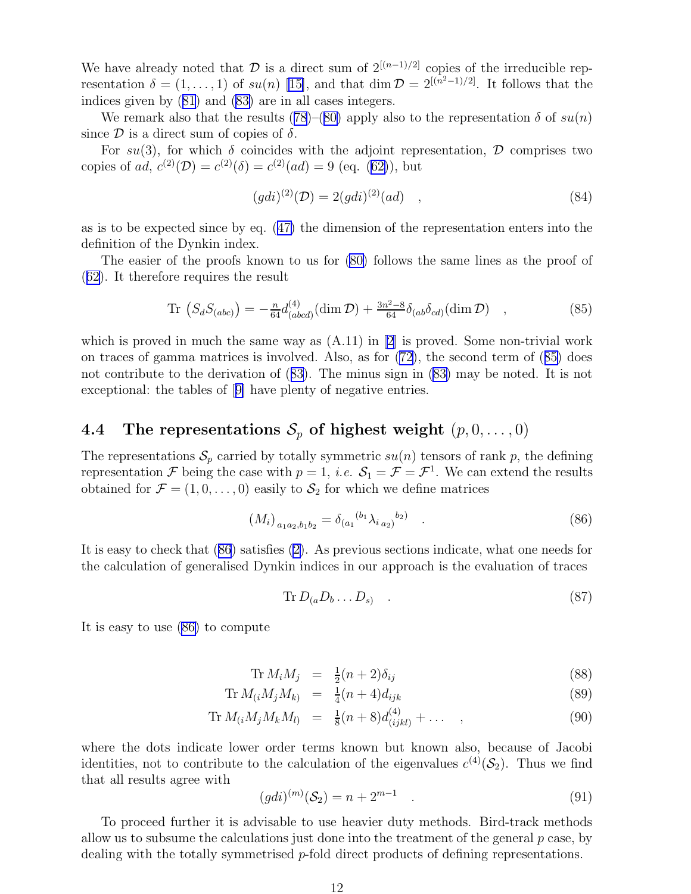We have already noted that $\mathcal{D}$ is a direct sum of $2^{[(n-1)/2]}$ copies of the irreducible representation $\delta = (1, \ldots, 1)$ of $su(n)$ [15], and that $\dim \mathcal{D} = 2^{[(n^2-1)/2]}$. It follows that the indices given by (81) and (83) are in all cases integers.

We remark also that the results (78)–(80) apply also to the representation $\delta$ of $su(n)$ since $\mathcal{D}$ is a direct sum of copies of $\delta$.

For $su(3)$, for which $\delta$ coincides with the adjoint representation, $\mathcal{D}$ comprises two copies of $ad$, $c^{(2)}(\mathcal{D}) = c^{(2)}(\delta) = c^{(2)}(ad) = 9$ (eq. (62)), but

$$(gdi)^{(2)}(\mathcal{D}) = 2(gdi)^{(2)}(ad) \quad , \tag{84}$$

as is to be expected since by eq. (47) the dimension of the representation enters into the definition of the Dynkin index.

The easier of the proofs known to us for (80) follows the same lines as the proof of (62). It therefore requires the result

$$\mathrm{Tr}\,\left(S_d S_{(abc)}\right) = -\tfrac{n}{64} d^{(4)}_{(abcd)}(\dim \mathcal{D}) + \tfrac{3n^2-8}{64}\delta_{(ab}\delta_{cd)}(\dim \mathcal{D}) \quad , \tag{85}$$

which is proved in much the same way as (A.11) in [2] is proved. Some non-trivial work on traces of gamma matrices is involved. Also, as for (72), the second term of (85) does not contribute to the derivation of (83). The minus sign in (83) may be noted. It is not exceptional: the tables of [9] have plenty of negative entries.

### 4.4 The representations $\mathcal{S}_p$ of highest weight $(p, 0, \ldots, 0)$

The representations $\mathcal{S}_p$ carried by totally symmetric $su(n)$ tensors of rank $p$, the defining representation $\mathcal{F}$ being the case with $p = 1$, *i.e.* $\mathcal{S}_1 = \mathcal{F} = \mathcal{F}^1$. We can extend the results obtained for $\mathcal{F} = (1, 0, \ldots, 0)$ easily to $\mathcal{S}_2$ for which we define matrices

$$\left(M_i\right)_{a_1 a_2, b_1 b_2} = \delta_{(a_1}{}^{(b_1}\lambda_{i\, a_2)}{}^{b_2)} \quad . \tag{86}$$

It is easy to check that (86) satisfies (2). As previous sections indicate, what one needs for the calculation of generalised Dynkin indices in our approach is the evaluation of traces

$$\mathrm{Tr}\, D_{(a} D_b \ldots D_{s)} \quad . \tag{87}$$

It is easy to use (86) to compute

$$\mathrm{Tr}\, M_i M_j = \tfrac{1}{2}(n+2)\delta_{ij} \tag{88}$$

$$\mathrm{Tr}\, M_{(i} M_j M_{k)} = \tfrac{1}{4}(n+4) d_{ijk} \tag{89}$$

$$\mathrm{Tr}\, M_{(i} M_j M_k M_{l)} = \tfrac{1}{8}(n+8) d^{(4)}_{(ijkl)} + \ldots \quad , \tag{90}$$

where the dots indicate lower order terms known but known also, because of Jacobi identities, not to contribute to the calculation of the eigenvalues $c^{(4)}(\mathcal{S}_2)$. Thus we find that all results agree with

$$(gdi)^{(m)}(\mathcal{S}_2) = n + 2^{m-1} \quad . \tag{91}$$

To proceed further it is advisable to use heavier duty methods. Bird-track methods allow us to subsume the calculations just done into the treatment of the general $p$ case, by dealing with the totally symmetrised $p$-fold direct products of defining representations.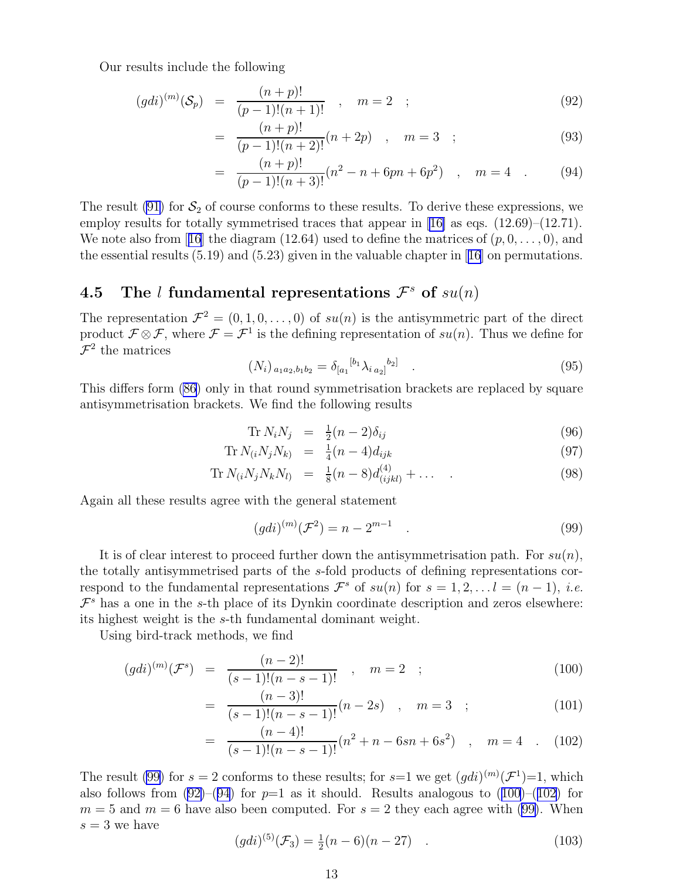Our results include the following

$$(gdi)^{(m)}(\mathcal{S}_p) = \frac{(n+p)!}{(p-1)!(n+1)!} \quad , \quad m=2 \quad ; \tag{92}$$

$$= \frac{(n+p)!}{(p-1)!(n+2)!}(n+2p) \quad , \quad m=3 \quad ; \tag{93}$$

$$= \frac{(n+p)!}{(p-1)!(n+3)!}(n^2-n+6pn+6p^2) \quad , \quad m=4 \quad . \tag{94}$$

The result (91) for $\mathcal{S}_2$ of course conforms to these results. To derive these expressions, we employ results for totally symmetrised traces that appear in [16] as eqs. (12.69)–(12.71). We note also from [16] the diagram (12.64) used to define the matrices of $(p,0,\dots,0)$, and the essential results (5.19) and (5.23) given in the valuable chapter in [16] on permutations.

## 4.5 The $l$ fundamental representations $\mathcal{F}^s$ of $su(n)$

The representation $\mathcal{F}^2 = (0,1,0,\dots,0)$ of $su(n)$ is the antisymmetric part of the direct product $\mathcal{F}\otimes\mathcal{F}$, where $\mathcal{F}=\mathcal{F}^1$ is the defining representation of $su(n)$. Thus we define for $\mathcal{F}^2$ the matrices

$$(N_i)_{\,a_1a_2,b_1b_2} = \delta_{[a_1}{}^{[b_1}\lambda_{i\,a_2]}{}^{b_2]} \quad . \tag{95}$$

This differs form (86) only in that round symmetrisation brackets are replaced by square antisymmetrisation brackets. We find the following results

$$\mathrm{Tr}\, N_iN_j = \tfrac{1}{2}(n-2)\delta_{ij} \tag{96}$$

$$\mathrm{Tr}\, N_{(i}N_jN_{k)} = \tfrac{1}{4}(n-4)d_{ijk} \tag{97}$$

$$\mathrm{Tr}\, N_{(i}N_jN_kN_{l)} = \tfrac{1}{8}(n-8)d^{(4)}_{(ijkl)} + \dots \quad . \tag{98}$$

Again all these results agree with the general statement

$$(gdi)^{(m)}(\mathcal{F}^2) = n - 2^{m-1} \quad . \tag{99}$$

It is of clear interest to proceed further down the antisymmetrisation path. For $su(n)$, the totally antisymmetrised parts of the $s$-fold products of defining representations correspond to the fundamental representations $\mathcal{F}^s$ of $su(n)$ for $s=1,2,\dots l=(n-1)$, *i.e.* $\mathcal{F}^s$ has a one in the $s$-th place of its Dynkin coordinate description and zeros elsewhere: its highest weight is the $s$-th fundamental dominant weight.

Using bird-track methods, we find

$$(gdi)^{(m)}(\mathcal{F}^s) = \frac{(n-2)!}{(s-1)!(n-s-1)!} \quad , \quad m=2 \quad ; \tag{100}$$

$$= \frac{(n-3)!}{(s-1)!(n-s-1)!}(n-2s) \quad , \quad m=3 \quad ; \tag{101}$$

$$= \frac{(n-4)!}{(s-1)!(n-s-1)!}(n^2+n-6sn+6s^2) \quad , \quad m=4 \quad . \tag{102}$$

The result (99) for $s=2$ conforms to these results; for $s$=1 we get $(gdi)^{(m)}(\mathcal{F}^1)$=1, which also follows from (92)–(94) for $p$=1 as it should. Results analogous to (100)–(102) for $m=5$ and $m=6$ have also been computed. For $s=2$ they each agree with (99). When $s=3$ we have

$$(gdi)^{(5)}(\mathcal{F}_3) = \tfrac{1}{2}(n-6)(n-27) \quad . \tag{103}$$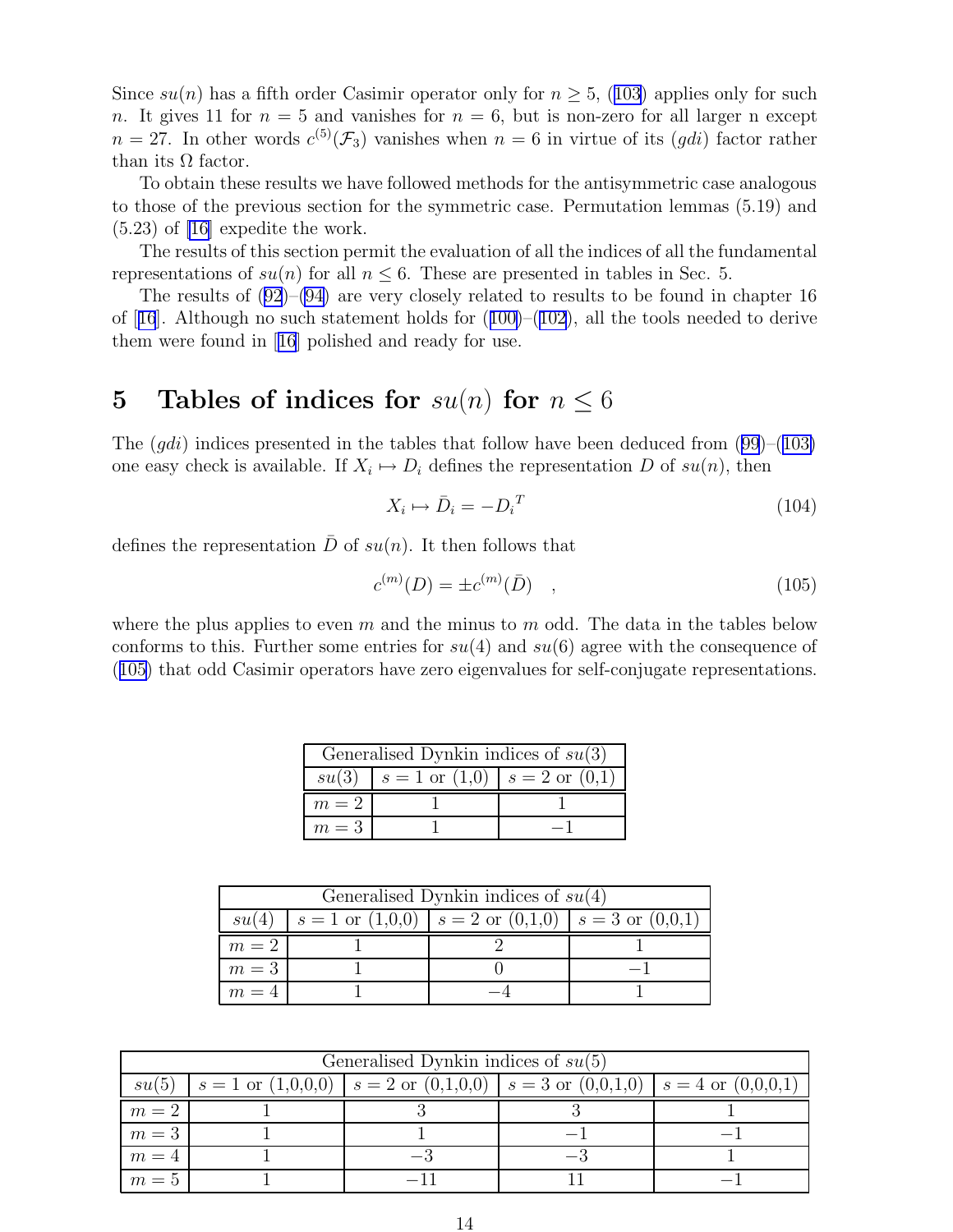Since $su(n)$ has a fifth order Casimir operator only for $n \geq 5$, (103) applies only for such $n$. It gives 11 for $n = 5$ and vanishes for $n = 6$, but is non-zero for all larger n except $n = 27$. In other words $c^{(5)}(\mathcal{F}_3)$ vanishes when $n = 6$ in virtue of its $(gdi)$ factor rather than its $\Omega$ factor.

To obtain these results we have followed methods for the antisymmetric case analogous to those of the previous section for the symmetric case. Permutation lemmas (5.19) and (5.23) of [16] expedite the work.

The results of this section permit the evaluation of all the indices of all the fundamental representations of $su(n)$ for all $n \leq 6$. These are presented in tables in Sec. 5.

The results of (92)–(94) are very closely related to results to be found in chapter 16 of [16]. Although no such statement holds for (100)–(102), all the tools needed to derive them were found in [16] polished and ready for use.

# 5 Tables of indices for $su(n)$ for $n \leq 6$

The $(gdi)$ indices presented in the tables that follow have been deduced from (99)–(103) one easy check is available. If $X_i \mapsto D_i$ defines the representation $D$ of $su(n)$, then

$$X_i \mapsto \bar{D}_i = -{D_i}^T \tag{104}$$

defines the representation $\bar{D}$ of $su(n)$. It then follows that

$$c^{(m)}(D) = \pm c^{(m)}(\bar{D}) \quad , \tag{105}$$

where the plus applies to even $m$ and the minus to $m$ odd. The data in the tables below conforms to this. Further some entries for $su(4)$ and $su(6)$ agree with the consequence of (105) that odd Casimir operators have zero eigenvalues for self-conjugate representations.

| Generalised Dynkin indices of $su(3)$ | | |
|---|---|---|
| $su(3)$ | $s=1$ or (1,0) | $s=2$ or (0,1) |
| $m=2$ | 1 | 1 |
| $m=3$ | 1 | $-1$ |

| Generalised Dynkin indices of $su(4)$ | | | |
|---|---|---|---|
| $su(4)$ | $s=1$ or (1,0,0) | $s=2$ or (0,1,0) | $s=3$ or (0,0,1) |
| $m=2$ | 1 | 2 | 1 |
| $m=3$ | 1 | 0 | $-1$ |
| $m=4$ | 1 | $-4$ | 1 |

| Generalised Dynkin indices of $su(5)$ | | | | |
|---|---|---|---|---|
| $su(5)$ | $s=1$ or (1,0,0,0) | $s=2$ or (0,1,0,0) | $s=3$ or (0,0,1,0) | $s=4$ or (0,0,0,1) |
| $m=2$ | 1 | 3 | 3 | 1 |
| $m=3$ | 1 | 1 | $-1$ | $-1$ |
| $m=4$ | 1 | $-3$ | $-3$ | 1 |
| $m=5$ | 1 | $-11$ | 11 | $-1$ |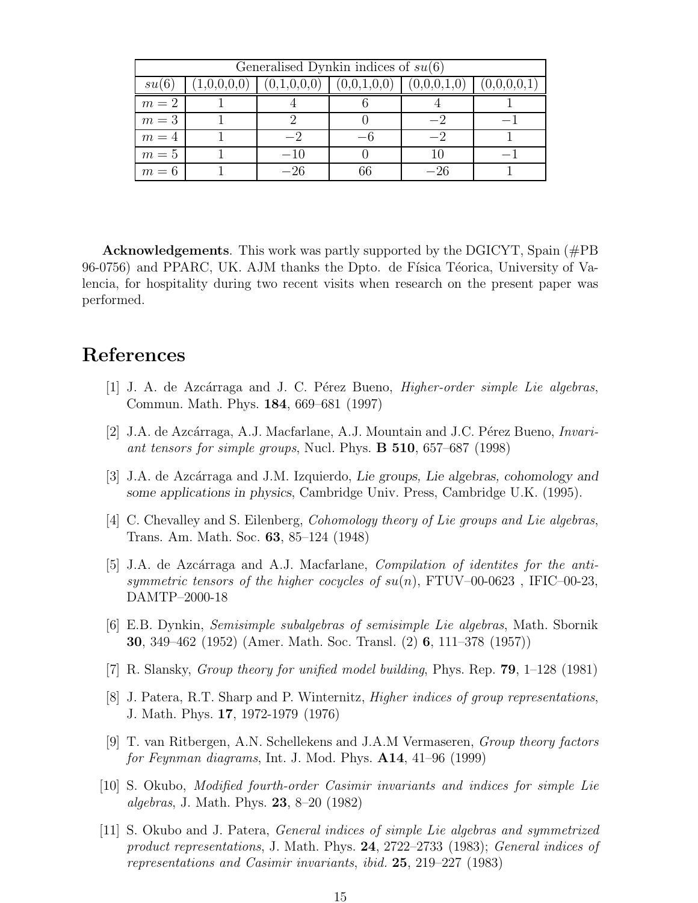| Generalised Dynkin indices of $su(6)$ | | | | | |
|---|---|---|---|---|---|
| $su(6)$ | (1,0,0,0,0) | (0,1,0,0,0) | (0,0,1,0,0) | (0,0,0,1,0) | (0,0,0,0,1) |
| $m = 2$ | 1 | 4 | 6 | 4 | 1 |
| $m = 3$ | 1 | 2 | 0 | $-2$ | $-1$ |
| $m = 4$ | 1 | $-2$ | $-6$ | $-2$ | 1 |
| $m = 5$ | 1 | $-10$ | 0 | 10 | $-1$ |
| $m = 6$ | 1 | $-26$ | 66 | $-26$ | 1 |

**Acknowledgements**. This work was partly supported by the DGICYT, Spain (#PB 96-0756) and PPARC, UK. AJM thanks the Dpto. de Física Téorica, University of Valencia, for hospitality during two recent visits when research on the present paper was performed.

# References

[1] J. A. de Azcárraga and J. C. Pérez Bueno, *Higher-order simple Lie algebras*, Commun. Math. Phys. **184**, 669–681 (1997)

[2] J.A. de Azcárraga, A.J. Macfarlane, A.J. Mountain and J.C. Pérez Bueno, *Invariant tensors for simple groups*, Nucl. Phys. **B 510**, 657–687 (1998)

[3] J.A. de Azcárraga and J.M. Izquierdo, *Lie groups, Lie algebras, cohomology and some applications in physics*, Cambridge Univ. Press, Cambridge U.K. (1995).

[4] C. Chevalley and S. Eilenberg, *Cohomology theory of Lie groups and Lie algebras*, Trans. Am. Math. Soc. **63**, 85–124 (1948)

[5] J.A. de Azcárraga and A.J. Macfarlane, *Compilation of identites for the antisymmetric tensors of the higher cocycles of $su(n)$*, FTUV–00-0623 , IFIC–00-23, DAMTP–2000-18

[6] E.B. Dynkin, *Semisimple subalgebras of semisimple Lie algebras*, Math. Sbornik **30**, 349–462 (1952) (Amer. Math. Soc. Transl. (2) **6**, 111–378 (1957))

[7] R. Slansky, *Group theory for unified model building*, Phys. Rep. **79**, 1–128 (1981)

[8] J. Patera, R.T. Sharp and P. Winternitz, *Higher indices of group representations*, J. Math. Phys. **17**, 1972-1979 (1976)

[9] T. van Ritbergen, A.N. Schellekens and J.A.M Vermaseren, *Group theory factors for Feynman diagrams*, Int. J. Mod. Phys. **A14**, 41–96 (1999)

[10] S. Okubo, *Modified fourth-order Casimir invariants and indices for simple Lie algebras*, J. Math. Phys. **23**, 8–20 (1982)

[11] S. Okubo and J. Patera, *General indices of simple Lie algebras and symmetrized product representations*, J. Math. Phys. **24**, 2722–2733 (1983); *General indices of representations and Casimir invariants*, *ibid.* **25**, 219–227 (1983)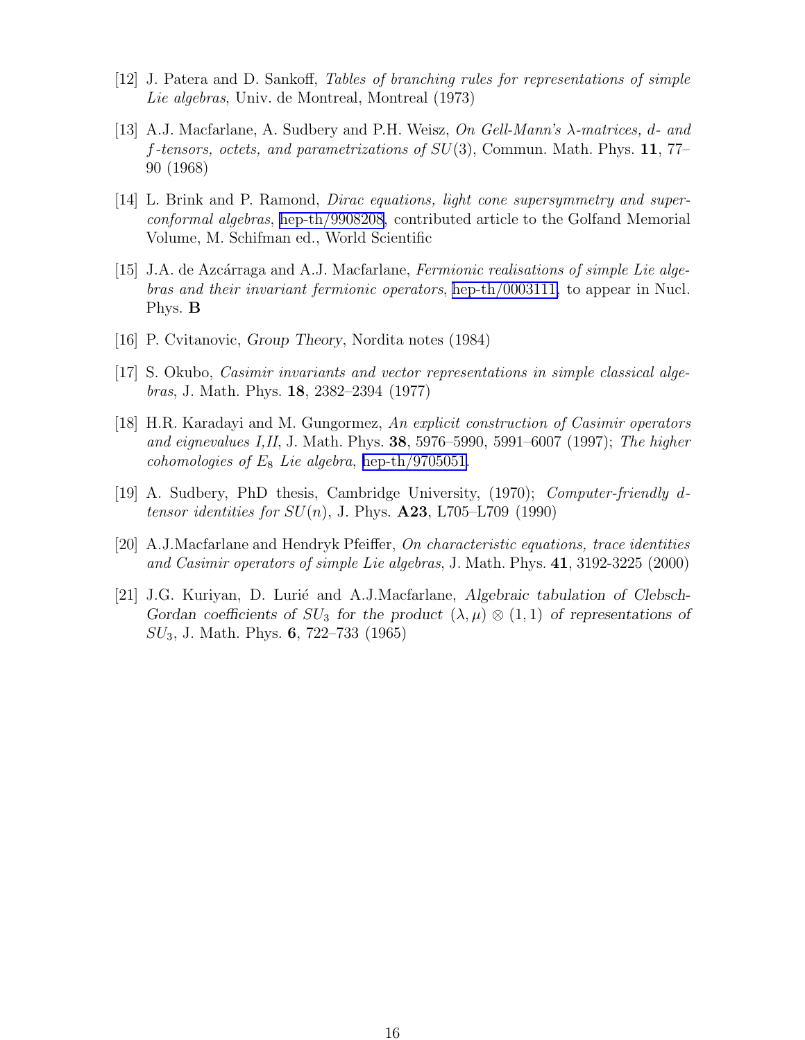[12] J. Patera and D. Sankoff, *Tables of branching rules for representations of simple Lie algebras*, Univ. de Montreal, Montreal (1973)

[13] A.J. Macfarlane, A. Sudbery and P.H. Weisz, *On Gell-Mann's $\lambda$-matrices, d- and f-tensors, octets, and parametrizations of $SU(3)$*, Commun. Math. Phys. **11**, 77–90 (1968)

[14] L. Brink and P. Ramond, *Dirac equations, light cone supersymmetry and superconformal algebras*, hep-th/9908208, contributed article to the Golfand Memorial Volume, M. Schifman ed., World Scientific

[15] J.A. de Azcárraga and A.J. Macfarlane, *Fermionic realisations of simple Lie algebras and their invariant fermionic operators*, hep-th/0003111, to appear in Nucl. Phys. **B**

[16] P. Cvitanovic, *Group Theory*, Nordita notes (1984)

[17] S. Okubo, *Casimir invariants and vector representations in simple classical algebras*, J. Math. Phys. **18**, 2382–2394 (1977)

[18] H.R. Karadayi and M. Gungormez, *An explicit construction of Casimir operators and eignevalues I,II*, J. Math. Phys. **38**, 5976–5990, 5991–6007 (1997); *The higher cohomologies of $E_8$ Lie algebra*, hep-th/9705051.

[19] A. Sudbery, PhD thesis, Cambridge University, (1970); *Computer-friendly d-tensor identities for $SU(n)$*, J. Phys. **A23**, L705–L709 (1990)

[20] A.J.Macfarlane and Hendryk Pfeiffer, *On characteristic equations, trace identities and Casimir operators of simple Lie algebras*, J. Math. Phys. **41**, 3192-3225 (2000)

[21] J.G. Kuriyan, D. Lurié and A.J.Macfarlane, *Algebraic tabulation of Clebsch-Gordan coefficients of $SU_3$ for the product $(\lambda, \mu) \otimes (1, 1)$ of representations of $SU_3$*, J. Math. Phys. **6**, 722–733 (1965)